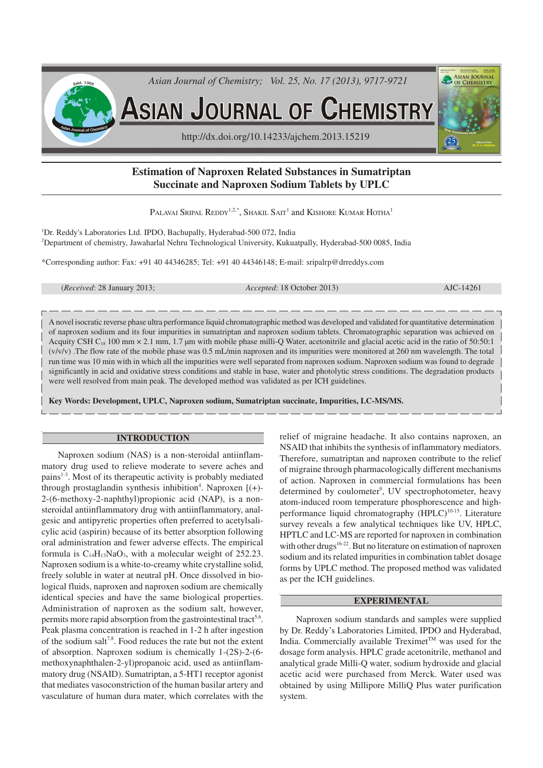# Estimation of Naproxen Related Substances in Sumatriptan Succinate and Naproxen Sodium Tablets by UPLC

PALAVAI SRIPAL REDDY[1,2,*], SHAKIL SAIT[1] and KISHORE KUMAR HOTHA[1]

[1]Dr. Reddy's Laboratories Ltd. IPDO, Bachupally, Hyderabad-500 072, India

[2]Department of chemistry, Jawaharlal Nehru Technological University, Kukuatpally, Hyderabad-500 0085, India

*Corresponding author: Fax: +91 40 44346285; Tel: +91 40 44346148; E-mail: sripalrp@drreddys.com

(*Received*: 28 January 2013; *Accepted*: 18 October 2013) AJC-14261

A novel isocratic reverse phase ultra performance liquid chromatographic method was developed and validated for quantitative determination of naproxen sodium and its four impurities in sumatriptan and naproxen sodium tablets. Chromatographic separation was achieved on Acquity CSH $C_{18}$ 100 mm × 2.1 mm, 1.7 µm with mobile phase milli-Q Water, acetonitrile and glacial acetic acid in the ratio of 50:50:1 (v/v/v) .The flow rate of the mobile phase was 0.5 mL/min naproxen and its impurities were monitored at 260 nm wavelength. The total run time was 10 min with in which all the impurities were well separated from naproxen sodium. Naproxen sodium was found to degrade significantly in acid and oxidative stress conditions and stable in base, water and photolytic stress conditions. The degradation products were well resolved from main peak. The developed method was validated as per ICH guidelines.

**Key Words: Development, UPLC, Naproxen sodium, Sumatriptan succinate, Impurities, LC-MS/MS.**

## INTRODUCTION

Naproxen sodium (NAS) is a non-steroidal antiinflammatory drug used to relieve moderate to severe aches and pains[1-3]. Most of its therapeutic activity is probably mediated through prostaglandin synthesis inhibition[4]. Naproxen [(+)-2-(6-methoxy-2-naphthyl)propionic acid (NAP), is a non-steroidal antiinflammatory drug with antiinflammatory, analgesic and antipyretic properties often preferred to acetylsalicylic acid (aspirin) because of its better absorption following oral administration and fewer adverse effects. The empirical formula is $C_{14}H_{13}NaO_3$, with a molecular weight of 252.23. Naproxen sodium is a white-to-creamy white crystalline solid, freely soluble in water at neutral pH. Once dissolved in biological fluids, naproxen and naproxen sodium are chemically identical species and have the same biological properties. Administration of naproxen as the sodium salt, however, permits more rapid absorption from the gastrointestinal tract[5,6]. Peak plasma concentration is reached in 1-2 h after ingestion of the sodium salt[7,8]. Food reduces the rate but not the extent of absorption. Naproxen sodium is chemically 1-(2S)-2-(6-methoxynaphthalen-2-yl)propanoic acid, used as antiinflammatory drug (NSAID). Sumatriptan, a 5-HT1 receptor agonist that mediates vasoconstriction of the human basilar artery and vasculature of human dura mater, which correlates with the relief of migraine headache. It also contains naproxen, an NSAID that inhibits the synthesis of inflammatory mediators. Therefore, sumatriptan and naproxen contribute to the relief of migraine through pharmacologically different mechanisms of action. Naproxen in commercial formulations has been determined by coulometer[9], UV spectrophotometer, heavy atom-induced room temperature phosphorescence and high-performance liquid chromatography (HPLC)[10-15]. Literature survey reveals a few analytical techniques like UV, HPLC, HPTLC and LC-MS are reported for naproxen in combination with other drugs[16-22]. But no literature on estimation of naproxen sodium and its related impurities in combination tablet dosage forms by UPLC method. The proposed method was validated as per the ICH guidelines.

## EXPERIMENTAL

Naproxen sodium standards and samples were supplied by Dr. Reddy's Laboratories Limited, IPDO and Hyderabad, India. Commercially available Treximet™ was used for the dosage form analysis. HPLC grade acetonitrile, methanol and analytical grade Milli-Q water, sodium hydroxide and glacial acetic acid were purchased from Merck. Water used was obtained by using Millipore MilliQ Plus water purification system.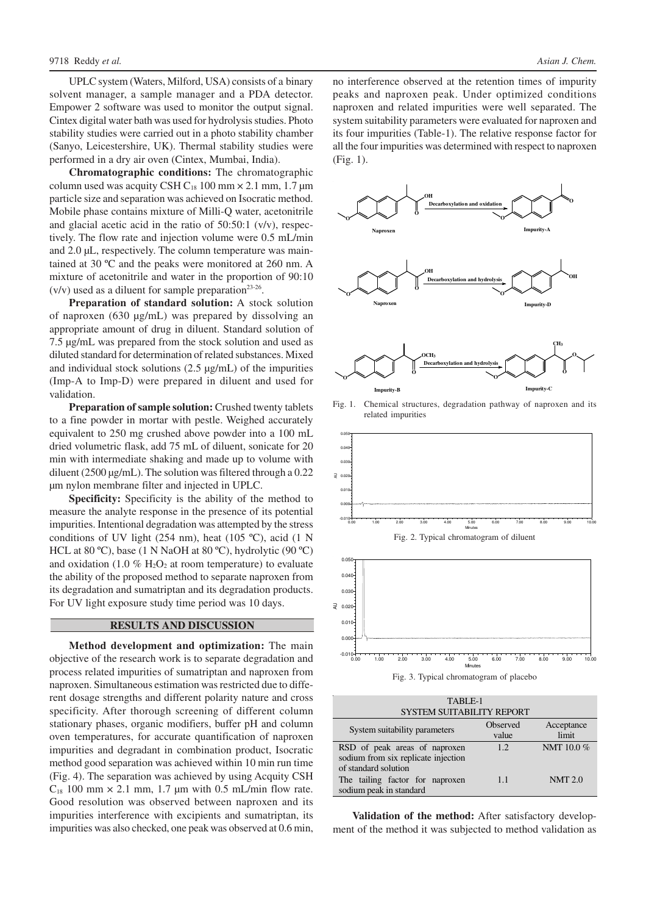UPLC system (Waters, Milford, USA) consists of a binary solvent manager, a sample manager and a PDA detector. Empower 2 software was used to monitor the output signal. Cintex digital water bath was used for hydrolysis studies. Photo stability studies were carried out in a photo stability chamber (Sanyo, Leicestershire, UK). Thermal stability studies were performed in a dry air oven (Cintex, Mumbai, India).

**Chromatographic conditions:** The chromatographic column used was acquity CSH $C_{18}$ 100 mm × 2.1 mm, 1.7 μm particle size and separation was achieved on Isocratic method. Mobile phase contains mixture of Milli-Q water, acetonitrile and glacial acetic acid in the ratio of 50:50:1 (v/v), respectively. The flow rate and injection volume were 0.5 mL/min and 2.0 μL, respectively. The column temperature was maintained at 30 ºC and the peaks were monitored at 260 nm. A mixture of acetonitrile and water in the proportion of 90:10 (v/v) used as a diluent for sample preparation[23-26].

**Preparation of standard solution:** A stock solution of naproxen (630 μg/mL) was prepared by dissolving an appropriate amount of drug in diluent. Standard solution of 7.5 μg/mL was prepared from the stock solution and used as diluted standard for determination of related substances. Mixed and individual stock solutions (2.5 μg/mL) of the impurities (Imp-A to Imp-D) were prepared in diluent and used for validation.

**Preparation of sample solution:** Crushed twenty tablets to a fine powder in mortar with pestle. Weighed accurately equivalent to 250 mg crushed above powder into a 100 mL dried volumetric flask, add 75 mL of diluent, sonicate for 20 min with intermediate shaking and made up to volume with diluent (2500 μg/mL). The solution was filtered through a 0.22 μm nylon membrane filter and injected in UPLC.

**Specificity:** Specificity is the ability of the method to measure the analyte response in the presence of its potential impurities. Intentional degradation was attempted by the stress conditions of UV light (254 nm), heat (105 ºC), acid (1 N HCL at 80 ºC), base (1 N NaOH at 80 ºC), hydrolytic (90 ºC) and oxidation (1.0 % $H_2O_2$ at room temperature) to evaluate the ability of the proposed method to separate naproxen from its degradation and sumatriptan and its degradation products. For UV light exposure study time period was 10 days.

## RESULTS AND DISCUSSION

**Method development and optimization:** The main objective of the research work is to separate degradation and process related impurities of sumatriptan and naproxen from naproxen. Simultaneous estimation was restricted due to different dosage strengths and different polarity nature and cross specificity. After thorough screening of different column stationary phases, organic modifiers, buffer pH and column oven temperatures, for accurate quantification of naproxen impurities and degradant in combination product, Isocratic method good separation was achieved within 10 min run time (Fig. 4). The separation was achieved by using Acquity CSH $C_{18}$ 100 mm × 2.1 mm, 1.7 μm with 0.5 mL/min flow rate. Good resolution was observed between naproxen and its impurities interference with excipients and sumatriptan, its impurities was also checked, one peak was observed at 0.6 min, no interference observed at the retention times of impurity peaks and naproxen peak. Under optimized conditions naproxen and related impurities were well separated. The system suitability parameters were evaluated for naproxen and its four impurities (Table-1). The relative response factor for all the four impurities was determined with respect to naproxen (Fig. 1).

Fig. 1. Chemical structures, degradation pathway of naproxen and its related impurities

Fig. 2. Typical chromatogram of diluent

Fig. 3. Typical chromatogram of placebo

TABLE-1
SYSTEM SUITABILITY REPORT

| System suitability parameters | Observed value | Acceptance limit |
|---|---|---|
| RSD of peak areas of naproxen sodium from six replicate injection of standard solution | 1.2 | NMT 10.0 % |
| The tailing factor for naproxen sodium peak in standard | 1.1 | NMT 2.0 |

**Validation of the method:** After satisfactory development of the method it was subjected to method validation as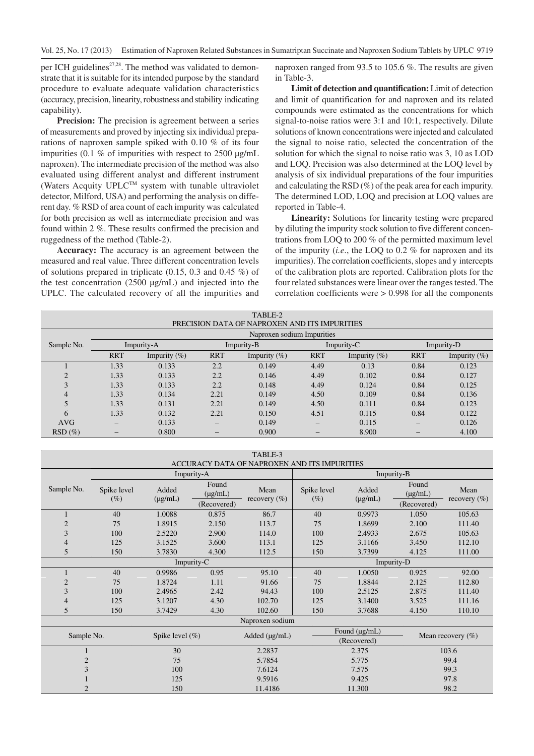per ICH guidelines[27,28]. The method was validated to demonstrate that it is suitable for its intended purpose by the standard procedure to evaluate adequate validation characteristics (accuracy, precision, linearity, robustness and stability indicating capability).

**Precision:** The precision is agreement between a series of measurements and proved by injecting six individual preparations of naproxen sample spiked with 0.10 % of its four impurities (0.1 % of impurities with respect to 2500 µg/mL naproxen). The intermediate precision of the method was also evaluated using different analyst and different instrument (Waters Acquity UPLC™ system with tunable ultraviolet detector, Milford, USA) and performing the analysis on different day. % RSD of area count of each impurity was calculated for both precision as well as intermediate precision and was found within 2 %. These results confirmed the precision and ruggedness of the method (Table-2).

**Accuracy:** The accuracy is an agreement between the measured and real value. Three different concentration levels of solutions prepared in triplicate (0.15, 0.3 and 0.45 %) of the test concentration (2500 µg/mL) and injected into the UPLC. The calculated recovery of all the impurities and naproxen ranged from 93.5 to 105.6 %. The results are given in Table-3.

**Limit of detection and quantification:** Limit of detection and limit of quantification for and naproxen and its related compounds were estimated as the concentrations for which signal-to-noise ratios were 3:1 and 10:1, respectively. Dilute solutions of known concentrations were injected and calculated the signal to noise ratio, selected the concentration of the solution for which the signal to noise ratio was 3, 10 as LOD and LOQ. Precision was also determined at the LOQ level by analysis of six individual preparations of the four impurities and calculating the RSD (%) of the peak area for each impurity. The determined LOD, LOQ and precision at LOQ values are reported in Table-4.

**Linearity:** Solutions for linearity testing were prepared by diluting the impurity stock solution to five different concentrations from LOQ to 200 % of the permitted maximum level of the impurity (*i.e.*, the LOQ to 0.2 % for naproxen and its impurities). The correlation coefficients, slopes and y intercepts of the calibration plots are reported. Calibration plots for the four related substances were linear over the ranges tested. The correlation coefficients were > 0.998 for all the components

TABLE-2
PRECISION DATA OF NAPROXEN AND ITS IMPURITIES

| Sample No. | Naproxen sodium Impurities | | | | | | | |
|---|---|---|---|---|---|---|---|---|
| | Impurity-A | | Impurity-B | | Impurity-C | | Impurity-D | |
| | RRT | Impurity (%) | RRT | Impurity (%) | RRT | Impurity (%) | RRT | Impurity (%) |
| 1 | 1.33 | 0.133 | 2.2 | 0.149 | 4.49 | 0.13 | 0.84 | 0.123 |
| 2 | 1.33 | 0.133 | 2.2 | 0.146 | 4.49 | 0.102 | 0.84 | 0.127 |
| 3 | 1.33 | 0.133 | 2.2 | 0.148 | 4.49 | 0.124 | 0.84 | 0.125 |
| 4 | 1.33 | 0.134 | 2.21 | 0.149 | 4.50 | 0.109 | 0.84 | 0.136 |
| 5 | 1.33 | 0.131 | 2.21 | 0.149 | 4.50 | 0.111 | 0.84 | 0.123 |
| 6 | 1.33 | 0.132 | 2.21 | 0.150 | 4.51 | 0.115 | 0.84 | 0.122 |
| AVG | – | 0.133 | – | 0.149 | – | 0.115 | – | 0.126 |
| RSD (%) | – | 0.800 | – | 0.900 | – | 8.900 | – | 4.100 |

TABLE-3
ACCURACY DATA OF NAPROXEN AND ITS IMPURITIES

| Sample No. | Impurity-A | | | | Impurity-B | | | |
|---|---|---|---|---|---|---|---|---|
| | Spike level (%) | Added (µg/mL) | Found (µg/mL) (Recovered) | Mean recovery (%) | Spike level (%) | Added (µg/mL) | Found (µg/mL) (Recovered) | Mean recovery (%) |
| 1 | 40 | 1.0088 | 0.875 | 86.7 | 40 | 0.9973 | 1.050 | 105.63 |
| 2 | 75 | 1.8915 | 2.150 | 113.7 | 75 | 1.8699 | 2.100 | 111.40 |
| 3 | 100 | 2.5220 | 2.900 | 114.0 | 100 | 2.4933 | 2.675 | 105.63 |
| 4 | 125 | 3.1525 | 3.600 | 113.1 | 125 | 3.1166 | 3.450 | 112.10 |
| 5 | 150 | 3.7830 | 4.300 | 112.5 | 150 | 3.7399 | 4.125 | 111.00 |
| | Impurity-C | | | | Impurity-D | | | |
| 1 | 40 | 0.9986 | 0.95 | 95.10 | 40 | 1.0050 | 0.925 | 92.00 |
| 2 | 75 | 1.8724 | 1.11 | 91.66 | 75 | 1.8844 | 2.125 | 112.80 |
| 3 | 100 | 2.4965 | 2.42 | 94.43 | 100 | 2.5125 | 2.875 | 111.40 |
| 4 | 125 | 3.1207 | 4.30 | 102.70 | 125 | 3.1400 | 3.525 | 111.16 |
| 5 | 150 | 3.7429 | 4.30 | 102.60 | 150 | 3.7688 | 4.150 | 110.10 |

| Naproxen sodium | | | | |
|---|---|---|---|---|
| Sample No. | Spike level (%) | Added (µg/mL) | Found (µg/mL) (Recovered) | Mean recovery (%) |
| 1 | 30 | 2.2837 | 2.375 | 103.6 |
| 2 | 75 | 5.7854 | 5.775 | 99.4 |
| 3 | 100 | 7.6124 | 7.575 | 99.3 |
| 1 | 125 | 9.5916 | 9.425 | 97.8 |
| 2 | 150 | 11.4186 | 11.300 | 98.2 |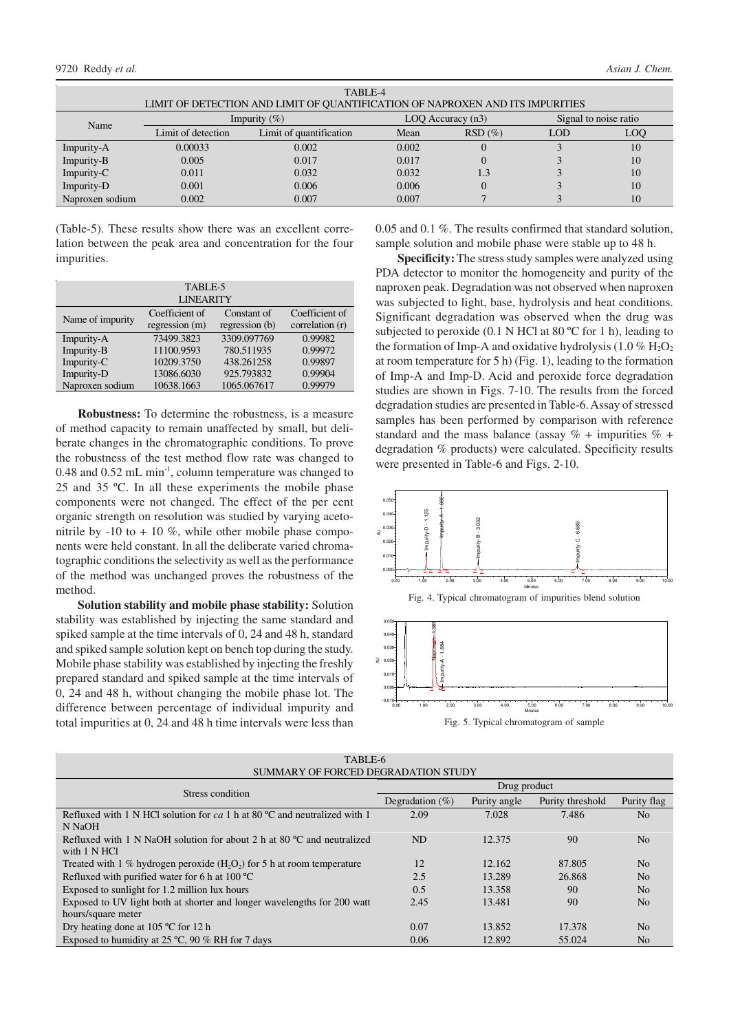TABLE-4
LIMIT OF DETECTION AND LIMIT OF QUANTIFICATION OF NAPROXEN AND ITS IMPURITIES

| Name | Impurity (%) | | LOQ Accuracy (n3) | | Signal to noise ratio | |
|---|---|---|---|---|---|---|
| | Limit of detection | Limit of quantification | Mean | RSD (%) | LOD | LOQ |
| Impurity-A | 0.00033 | 0.002 | 0.002 | 0 | 3 | 10 |
| Impurity-B | 0.005 | 0.017 | 0.017 | 0 | 3 | 10 |
| Impurity-C | 0.011 | 0.032 | 0.032 | 1.3 | 3 | 10 |
| Impurity-D | 0.001 | 0.006 | 0.006 | 0 | 3 | 10 |
| Naproxen sodium | 0.002 | 0.007 | 0.007 | 7 | 3 | 10 |

(Table-5). These results show there was an excellent correlation between the peak area and concentration for the four impurities.

TABLE-5
LINEARITY

| Name of impurity | Coefficient of regression (m) | Constant of regression (b) | Coefficient of correlation (r) |
|---|---|---|---|
| Impurity-A | 73499.3823 | 3309.097769 | 0.99982 |
| Impurity-B | 11100.9593 | 780.511935 | 0.99972 |
| Impurity-C | 10209.3750 | 438.261258 | 0.99897 |
| Impurity-D | 13086.6030 | 925.793832 | 0.99904 |
| Naproxen sodium | 10638.1663 | 1065.067617 | 0.99979 |

**Robustness:** To determine the robustness, is a measure of method capacity to remain unaffected by small, but deliberate changes in the chromatographic conditions. To prove the robustness of the test method flow rate was changed to 0.48 and 0.52 mL min$^{-1}$, column temperature was changed to 25 and 35 ºC. In all these experiments the mobile phase components were not changed. The effect of the per cent organic strength on resolution was studied by varying acetonitrile by -10 to + 10 %, while other mobile phase components were held constant. In all the deliberate varied chromatographic conditions the selectivity as well as the performance of the method was unchanged proves the robustness of the method.

**Solution stability and mobile phase stability:** Solution stability was established by injecting the same standard and spiked sample at the time intervals of 0, 24 and 48 h, standard and spiked sample solution kept on bench top during the study. Mobile phase stability was established by injecting the freshly prepared standard and spiked sample at the time intervals of 0, 24 and 48 h, without changing the mobile phase lot. The difference between percentage of individual impurity and total impurities at 0, 24 and 48 h time intervals were less than 0.05 and 0.1 %. The results confirmed that standard solution, sample solution and mobile phase were stable up to 48 h.

**Specificity:** The stress study samples were analyzed using PDA detector to monitor the homogeneity and purity of the naproxen peak. Degradation was not observed when naproxen was subjected to light, base, hydrolysis and heat conditions. Significant degradation was observed when the drug was subjected to peroxide (0.1 N HCl at 80 ºC for 1 h), leading to the formation of Imp-A and oxidative hydrolysis (1.0 % $H_2O_2$ at room temperature for 5 h) (Fig. 1), leading to the formation of Imp-A and Imp-D. Acid and peroxide force degradation studies are shown in Figs. 7-10. The results from the forced degradation studies are presented in Table-6. Assay of stressed samples has been performed by comparison with reference standard and the mass balance (assay % + impurities % + degradation % products) were calculated. Specificity results were presented in Table-6 and Figs. 2-10.

Fig. 4. Typical chromatogram of impurities blend solution

Fig. 5. Typical chromatogram of sample

TABLE-6
SUMMARY OF FORCED DEGRADATION STUDY

| Stress condition | Drug product | | | |
|---|---|---|---|---|
| | Degradation (%) | Purity angle | Purity threshold | Purity flag |
| Refluxed with 1 N HCl solution for *ca* 1 h at 80 ºC and neutralized with 1 N NaOH | 2.09 | 7.028 | 7.486 | No |
| Refluxed with 1 N NaOH solution for about 2 h at 80 ºC and neutralized with 1 N HCl | ND | 12.375 | 90 | No |
| Treated with 1 % hydrogen peroxide ($H_2O_2$) for 5 h at room temperature | 12 | 12.162 | 87.805 | No |
| Refluxed with purified water for 6 h at 100 ºC | 2.5 | 13.289 | 26.868 | No |
| Exposed to sunlight for 1.2 million lux hours | 0.5 | 13.358 | 90 | No |
| Exposed to UV light both at shorter and longer wavelengths for 200 watt hours/square meter | 2.45 | 13.481 | 90 | No |
| Dry heating done at 105 ºC for 12 h | 0.07 | 13.852 | 17.378 | No |
| Exposed to humidity at 25 ºC, 90 % RH for 7 days | 0.06 | 12.892 | 55.024 | No |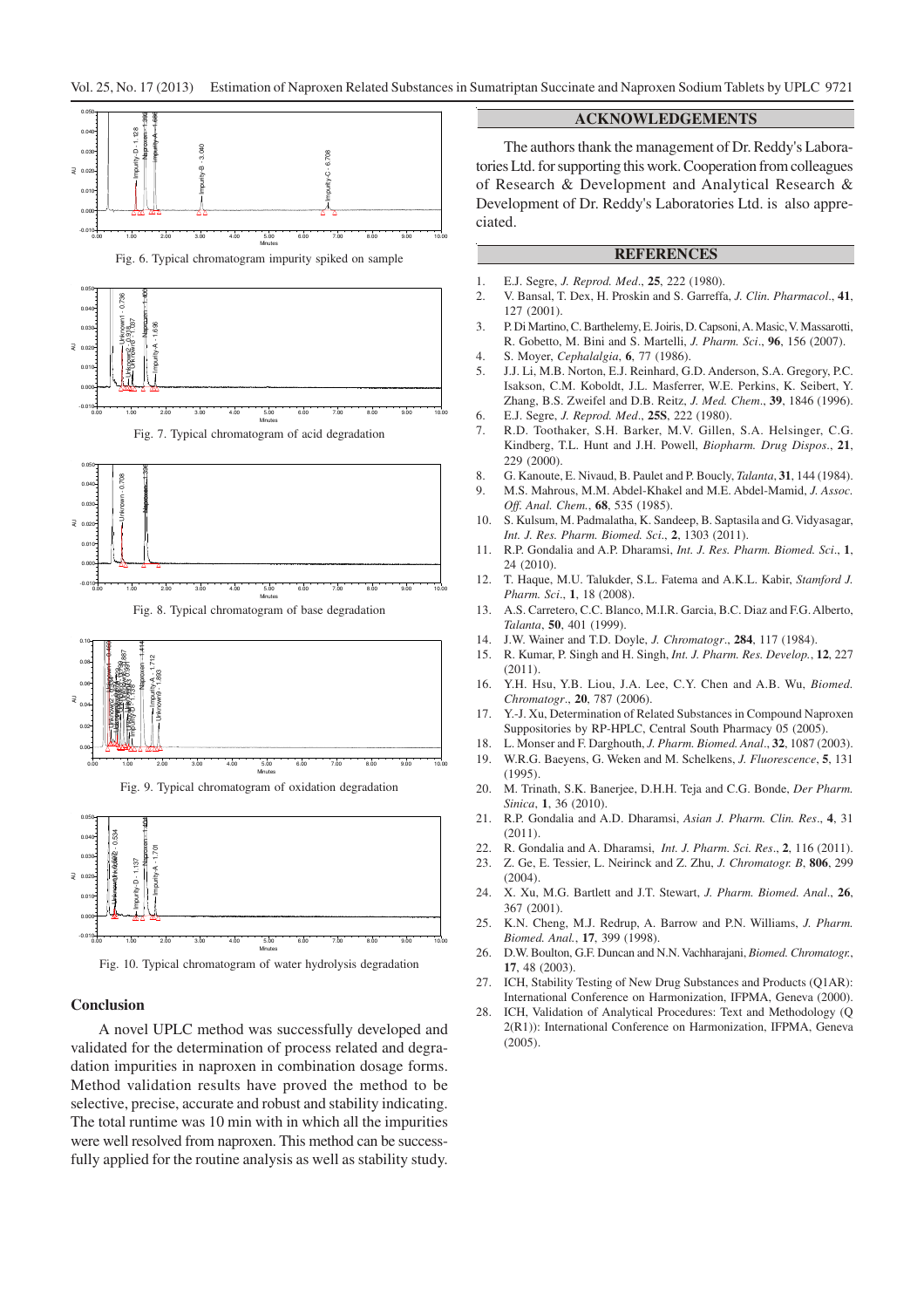0.050
0.040
0.030
0.020
0.010
0.000
-0.010
AU
Impurity-D - 1.128
Naproxen - 1.390
Impurity-A - 1.686
Impurity-B - 3.060
Impurity-C - 6.708
0.00 1.00 2.00 3.00 4.00 5.00 6.00 7.00 8.00 9.00 10.00
Minutes

Fig. 6. Typical chromatogram impurity spiked on sample

0.050
0.040
0.030
0.020
0.010
0.000
-0.010
AU
Unknown1 - 0.736
Unknown2 - 0.976
Unknown3 - 1.067
Naproxen - 1.400
Impurity-A - 1.696
0.00 1.00 2.00 3.00 4.00 5.00 6.00 7.00 8.00 9.00 10.00
Minutes

Fig. 7. Typical chromatogram of acid degradation

0.050
0.040
0.030
0.020
0.010
0.000
-0.010
AU
Unknown - 0.708
Naproxen - 1.398
0.00 1.00 2.00 3.00 4.00 5.00 6.00 7.00 8.00 9.00 10.00
Minutes

Fig. 8. Typical chromatogram of base degradation

0.10
0.08
0.06
0.04
0.02
0.00
AU
Naproxen - 1.414
Impurity-A - 1.712
Unknown9 - 1.893
0.00 1.00 2.00 3.00 4.00 5.00 6.00 7.00 8.00 9.00 10.00
Minutes

Fig. 9. Typical chromatogram of oxidation degradation

0.050
0.040
0.030
0.020
0.010
0.000
-0.010
AU
Unknown - 0.534
Impurity-D - 1.137
Naproxen - 1.404
Impurity-A - 1.701
0.00 1.00 2.00 3.00 4.00 5.00 6.00 7.00 8.00 9.00 10.00
Minutes

Fig. 10. Typical chromatogram of water hydrolysis degradation

## Conclusion

A novel UPLC method was successfully developed and validated for the determination of process related and degradation impurities in naproxen in combination dosage forms. Method validation results have proved the method to be selective, precise, accurate and robust and stability indicating. The total runtime was 10 min with in which all the impurities were well resolved from naproxen. This method can be successfully applied for the routine analysis as well as stability study.

## ACKNOWLEDGEMENTS

The authors thank the management of Dr. Reddy's Laboratories Ltd. for supporting this work. Cooperation from colleagues of Research & Development and Analytical Research & Development of Dr. Reddy's Laboratories Ltd. is also appreciated.

## REFERENCES

1. E.J. Segre, *J. Reprod. Med.*, **25**, 222 (1980).
2. V. Bansal, T. Dex, H. Proskin and S. Garreffa, *J. Clin. Pharmacol.*, **41**, 127 (2001).
3. P. Di Martino, C. Barthelemy, E. Joiris, D. Capsoni, A. Masic, V. Massarotti, R. Gobetto, M. Bini and S. Martelli, *J. Pharm. Sci.*, **96**, 156 (2007).
4. S. Moyer, *Cephalalgia*, **6**, 77 (1986).
5. J.J. Li, M.B. Norton, E.J. Reinhard, G.D. Anderson, S.A. Gregory, P.C. Isakson, C.M. Koboldt, J.L. Masferrer, W.E. Perkins, K. Seibert, Y. Zhang, B.S. Zweifel and D.B. Reitz, *J. Med. Chem.*, **39**, 1846 (1996).
6. E.J. Segre, *J. Reprod. Med.*, **25S**, 222 (1980).
7. R.D. Toothaker, S.H. Barker, M.V. Gillen, S.A. Helsinger, C.G. Kindberg, T.L. Hunt and J.H. Powell, *Biopharm. Drug Dispos.*, **21**, 229 (2000).
8. G. Kanoute, E. Nivaud, B. Paulet and P. Boucly, *Talanta*, **31**, 144 (1984).
9. M.S. Mahrous, M.M. Abdel-Khakel and M.E. Abdel-Mamid, *J. Assoc. Off. Anal. Chem.*, **68**, 535 (1985).
10. S. Kulsum, M. Padmalatha, K. Sandeep, B. Saptasila and G. Vidyasagar, *Int. J. Res. Pharm. Biomed. Sci.*, **2**, 1303 (2011).
11. R.P. Gondalia and A.P. Dharamsi, *Int. J. Res. Pharm. Biomed. Sci.*, **1**, 24 (2010).
12. T. Haque, M.U. Talukder, S.L. Fatema and A.K.L. Kabir, *Stamford J. Pharm. Sci.*, **1**, 18 (2008).
13. A.S. Carretero, C.C. Blanco, M.I.R. Garcia, B.C. Diaz and F.G. Alberto, *Talanta*, **50**, 401 (1999).
14. J.W. Wainer and T.D. Doyle, *J. Chromatogr.*, **284**, 117 (1984).
15. R. Kumar, P. Singh and H. Singh, *Int. J. Pharm. Res. Develop.*, **12**, 227 (2011).
16. Y.H. Hsu, Y.B. Liou, J.A. Lee, C.Y. Chen and A.B. Wu, *Biomed. Chromatogr.*, **20**, 787 (2006).
17. Y.-J. Xu, Determination of Related Substances in Compound Naproxen Suppositories by RP-HPLC, Central South Pharmacy 05 (2005).
18. L. Monser and F. Darghouth, *J. Pharm. Biomed. Anal.*, **32**, 1087 (2003).
19. W.R.G. Baeyens, G. Weken and M. Schelkens, *J. Fluorescence*, **5**, 131 (1995).
20. M. Trinath, S.K. Banerjee, D.H.H. Teja and C.G. Bonde, *Der Pharm. Sinica*, **1**, 36 (2010).
21. R.P. Gondalia and A.D. Dharamsi, *Asian J. Pharm. Clin. Res.*, **4**, 31 (2011).
22. R. Gondalia and A. Dharamsi, *Int. J. Pharm. Sci. Res.*, **2**, 116 (2011).
23. Z. Ge, E. Tessier, L. Neirinck and Z. Zhu, *J. Chromatogr. B*, **806**, 299 (2004).
24. X. Xu, M.G. Bartlett and J.T. Stewart, *J. Pharm. Biomed. Anal.*, **26**, 367 (2001).
25. K.N. Cheng, M.J. Redrup, A. Barrow and P.N. Williams, *J. Pharm. Biomed. Anal.*, **17**, 399 (1998).
26. D.W. Boulton, G.F. Duncan and N.N. Vachharajani, *Biomed. Chromatogr.*, **17**, 48 (2003).
27. ICH, Stability Testing of New Drug Substances and Products (Q1AR): International Conference on Harmonization, IFPMA, Geneva (2000).
28. ICH, Validation of Analytical Procedures: Text and Methodology (Q 2(R1)): International Conference on Harmonization, IFPMA, Geneva (2005).